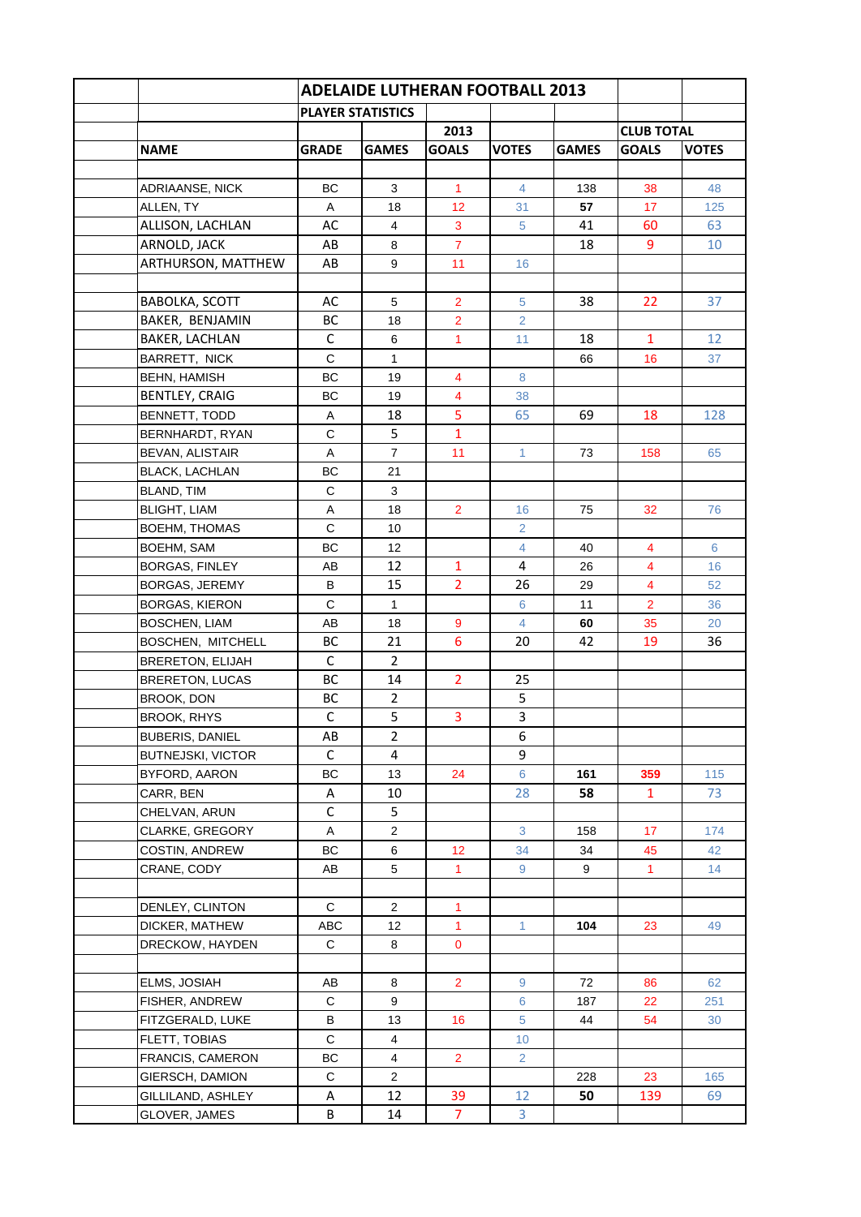| | ADELAIDE LUTHERAN FOOTBALL 2013 | | | | | | |
|---|---|---|---|---|---|---|---|
| | PLAYER STATISTICS | | | | | | |
| | | | 2013 | | | CLUB TOTAL | |
| NAME | GRADE | GAMES | GOALS | VOTES | GAMES | GOALS | VOTES |
| | | | | | | | |
| ADRIAANSE, NICK | BC | 3 | 1 | 4 | 138 | 38 | 48 |
| ALLEN, TY | A | 18 | 12 | 31 | 57 | 17 | 125 |
| ALLISON, LACHLAN | AC | 4 | 3 | 5 | 41 | 60 | 63 |
| ARNOLD, JACK | AB | 8 | 7 | | 18 | 9 | 10 |
| ARTHURSON, MATTHEW | AB | 9 | 11 | 16 | | | |
| | | | | | | | |
| BABOLKA, SCOTT | AC | 5 | 2 | 5 | 38 | 22 | 37 |
| BAKER, BENJAMIN | BC | 18 | 2 | 2 | | | |
| BAKER, LACHLAN | C | 6 | 1 | 11 | 18 | 1 | 12 |
| BARRETT, NICK | C | 1 | | | 66 | 16 | 37 |
| BEHN, HAMISH | BC | 19 | 4 | 8 | | | |
| BENTLEY, CRAIG | BC | 19 | 4 | 38 | | | |
| BENNETT, TODD | A | 18 | 5 | 65 | 69 | 18 | 128 |
| BERNHARDT, RYAN | C | 5 | 1 | | | | |
| BEVAN, ALISTAIR | A | 7 | 11 | 1 | 73 | 158 | 65 |
| BLACK, LACHLAN | BC | 21 | | | | | |
| BLAND, TIM | C | 3 | | | | | |
| BLIGHT, LIAM | A | 18 | 2 | 16 | 75 | 32 | 76 |
| BOEHM, THOMAS | C | 10 | | 2 | | | |
| BOEHM, SAM | BC | 12 | | 4 | 40 | 4 | 6 |
| BORGAS, FINLEY | AB | 12 | 1 | 4 | 26 | 4 | 16 |
| BORGAS, JEREMY | B | 15 | 2 | 26 | 29 | 4 | 52 |
| BORGAS, KIERON | C | 1 | | 6 | 11 | 2 | 36 |
| BOSCHEN, LIAM | AB | 18 | 9 | 4 | 60 | 35 | 20 |
| BOSCHEN, MITCHELL | BC | 21 | 6 | 20 | 42 | 19 | 36 |
| BRERETON, ELIJAH | C | 2 | | | | | |
| BRERETON, LUCAS | BC | 14 | 2 | 25 | | | |
| BROOK, DON | BC | 2 | | 5 | | | |
| BROOK, RHYS | C | 5 | 3 | 3 | | | |
| BUBERIS, DANIEL | AB | 2 | | 6 | | | |
| BUTNEJSKI, VICTOR | C | 4 | | 9 | | | |
| BYFORD, AARON | BC | 13 | 24 | 6 | 161 | 359 | 115 |
| CARR, BEN | A | 10 | | 28 | 58 | 1 | 73 |
| CHELVAN, ARUN | C | 5 | | | | | |
| CLARKE, GREGORY | A | 2 | | 3 | 158 | 17 | 174 |
| COSTIN, ANDREW | BC | 6 | 12 | 34 | 34 | 45 | 42 |
| CRANE, CODY | AB | 5 | 1 | 9 | 9 | 1 | 14 |
| | | | | | | | |
| DENLEY, CLINTON | C | 2 | 1 | | | | |
| DICKER, MATHEW | ABC | 12 | 1 | 1 | 104 | 23 | 49 |
| DRECKOW, HAYDEN | C | 8 | 0 | | | | |
| | | | | | | | |
| ELMS, JOSIAH | AB | 8 | 2 | 9 | 72 | 86 | 62 |
| FISHER, ANDREW | C | 9 | | 6 | 187 | 22 | 251 |
| FITZGERALD, LUKE | B | 13 | 16 | 5 | 44 | 54 | 30 |
| FLETT, TOBIAS | C | 4 | | 10 | | | |
| FRANCIS, CAMERON | BC | 4 | 2 | 2 | | | |
| GIERSCH, DAMION | C | 2 | | | 228 | 23 | 165 |
| GILLILAND, ASHLEY | A | 12 | 39 | 12 | 50 | 139 | 69 |
| GLOVER, JAMES | B | 14 | 7 | 3 | | | |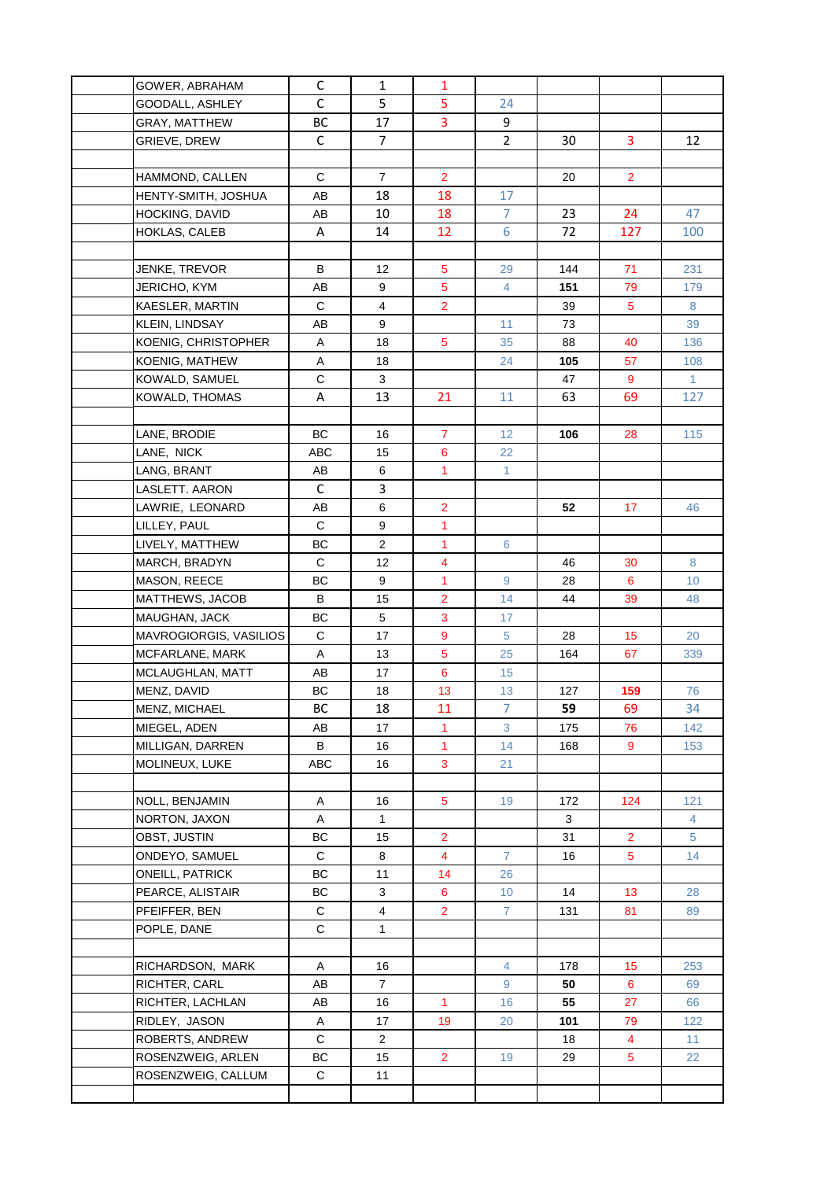| | | | | | | | | |
|---|---|---|---|---|---|---|---|---|
| | GOWER, ABRAHAM | C | 1 | 1 | | | | |
| | GOODALL, ASHLEY | C | 5 | 5 | 24 | | | |
| | GRAY, MATTHEW | BC | 17 | 3 | 9 | | | |
| | GRIEVE, DREW | C | 7 | | 2 | 30 | 3 | 12 |
| | | | | | | | | |
| | HAMMOND, CALLEN | C | 7 | 2 | | 20 | 2 | |
| | HENTY-SMITH, JOSHUA | AB | 18 | 18 | 17 | | | |
| | HOCKING, DAVID | AB | 10 | 18 | 7 | 23 | 24 | 47 |
| | HOKLAS, CALEB | A | 14 | 12 | 6 | 72 | 127 | 100 |
| | | | | | | | | |
| | JENKE, TREVOR | B | 12 | 5 | 29 | 144 | 71 | 231 |
| | JERICHO, KYM | AB | 9 | 5 | 4 | **151** | 79 | 179 |
| | KAESLER, MARTIN | C | 4 | 2 | | 39 | 5 | 8 |
| | KLEIN, LINDSAY | AB | 9 | | 11 | 73 | | 39 |
| | KOENIG, CHRISTOPHER | A | 18 | 5 | 35 | 88 | 40 | 136 |
| | KOENIG, MATHEW | A | 18 | | 24 | **105** | 57 | 108 |
| | KOWALD, SAMUEL | C | 3 | | | 47 | 9 | 1 |
| | KOWALD, THOMAS | A | 13 | 21 | 11 | 63 | 69 | 127 |
| | | | | | | | | |
| | LANE, BRODIE | BC | 16 | 7 | 12 | **106** | 28 | 115 |
| | LANE, NICK | ABC | 15 | 6 | 22 | | | |
| | LANG, BRANT | AB | 6 | 1 | 1 | | | |
| | LASLETT. AARON | C | 3 | | | | | |
| | LAWRIE, LEONARD | AB | 6 | 2 | | **52** | 17 | 46 |
| | LILLEY, PAUL | C | 9 | 1 | | | | |
| | LIVELY, MATTHEW | BC | 2 | 1 | 6 | | | |
| | MARCH, BRADYN | C | 12 | 4 | | 46 | 30 | 8 |
| | MASON, REECE | BC | 9 | 1 | 9 | 28 | 6 | 10 |
| | MATTHEWS, JACOB | B | 15 | 2 | 14 | 44 | 39 | 48 |
| | MAUGHAN, JACK | BC | 5 | 3 | 17 | | | |
| | MAVROGIORGIS, VASILIOS | C | 17 | 9 | 5 | 28 | 15 | 20 |
| | MCFARLANE, MARK | A | 13 | 5 | 25 | 164 | 67 | 339 |
| | MCLAUGHLAN, MATT | AB | 17 | 6 | 15 | | | |
| | MENZ, DAVID | BC | 18 | 13 | 13 | 127 | **159** | 76 |
| | MENZ, MICHAEL | BC | 18 | 11 | 7 | **59** | 69 | 34 |
| | MIEGEL, ADEN | AB | 17 | 1 | 3 | 175 | 76 | 142 |
| | MILLIGAN, DARREN | B | 16 | 1 | 14 | 168 | 9 | 153 |
| | MOLINEUX, LUKE | ABC | 16 | 3 | 21 | | | |
| | | | | | | | | |
| | NOLL, BENJAMIN | A | 16 | 5 | 19 | 172 | 124 | 121 |
| | NORTON, JAXON | A | 1 | | | 3 | | 4 |
| | OBST, JUSTIN | BC | 15 | 2 | | 31 | 2 | 5 |
| | ONDEYO, SAMUEL | C | 8 | 4 | 7 | 16 | 5 | 14 |
| | ONEILL, PATRICK | BC | 11 | 14 | 26 | | | |
| | PEARCE, ALISTAIR | BC | 3 | 6 | 10 | 14 | 13 | 28 |
| | PFEIFFER, BEN | C | 4 | 2 | 7 | 131 | 81 | 89 |
| | POPLE, DANE | C | 1 | | | | | |
| | | | | | | | | |
| | RICHARDSON, MARK | A | 16 | | 4 | 178 | 15 | 253 |
| | RICHTER, CARL | AB | 7 | | 9 | **50** | 6 | 69 |
| | RICHTER, LACHLAN | AB | 16 | 1 | 16 | **55** | 27 | 66 |
| | RIDLEY, JASON | A | 17 | 19 | 20 | **101** | 79 | 122 |
| | ROBERTS, ANDREW | C | 2 | | | 18 | 4 | 11 |
| | ROSENZWEIG, ARLEN | BC | 15 | 2 | 19 | 29 | 5 | 22 |
| | ROSENZWEIG, CALLUM | C | 11 | | | | | |
| | | | | | | | | |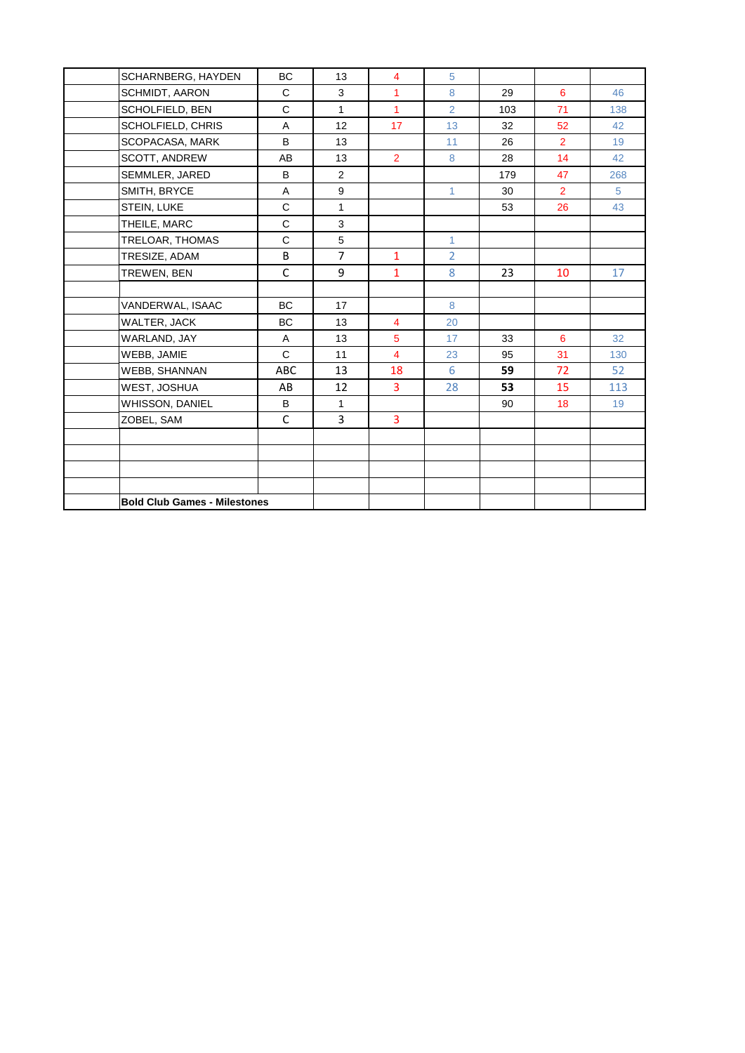| | | | | | | | | |
|---|---|---|---|---|---|---|---|---|
| | SCHARNBERG, HAYDEN | BC | 13 | 4 | 5 | | | |
| | SCHMIDT, AARON | C | 3 | 1 | 8 | 29 | 6 | 46 |
| | SCHOLFIELD, BEN | C | 1 | 1 | 2 | 103 | 71 | 138 |
| | SCHOLFIELD, CHRIS | A | 12 | 17 | 13 | 32 | 52 | 42 |
| | SCOPACASA, MARK | B | 13 | | 11 | 26 | 2 | 19 |
| | SCOTT, ANDREW | AB | 13 | 2 | 8 | 28 | 14 | 42 |
| | SEMMLER, JARED | B | 2 | | | 179 | 47 | 268 |
| | SMITH, BRYCE | A | 9 | | 1 | 30 | 2 | 5 |
| | STEIN, LUKE | C | 1 | | | 53 | 26 | 43 |
| | THEILE, MARC | C | 3 | | | | | |
| | TRELOAR, THOMAS | C | 5 | | 1 | | | |
| | TRESIZE, ADAM | B | 7 | 1 | 2 | | | |
| | TREWEN, BEN | C | 9 | 1 | 8 | 23 | 10 | 17 |
| | | | | | | | | |
| | VANDERWAL, ISAAC | BC | 17 | | 8 | | | |
| | WALTER, JACK | BC | 13 | 4 | 20 | | | |
| | WARLAND, JAY | A | 13 | 5 | 17 | 33 | 6 | 32 |
| | WEBB, JAMIE | C | 11 | 4 | 23 | 95 | 31 | 130 |
| | WEBB, SHANNAN | ABC | 13 | 18 | 6 | **59** | 72 | 52 |
| | WEST, JOSHUA | AB | 12 | 3 | 28 | **53** | 15 | 113 |
| | WHISSON, DANIEL | B | 1 | | | 90 | 18 | 19 |
| | ZOBEL, SAM | C | 3 | 3 | | | | |
| | | | | | | | | |
| | | | | | | | | |
| | | | | | | | | |
| | | | | | | | | |
| | **Bold Club Games - Milestones** | | | | | | | |